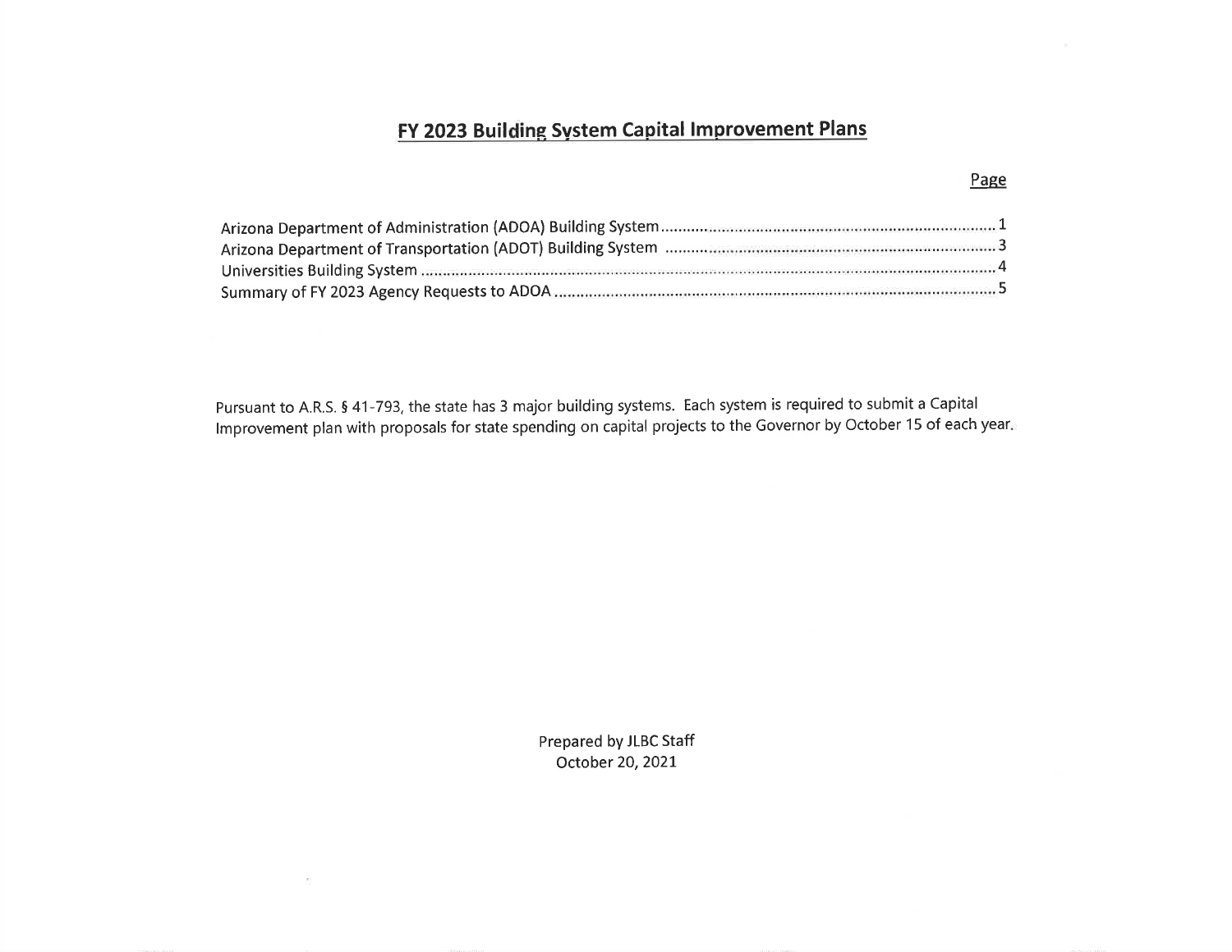# FY 2023 Building System Capital Improvement Plans

| | Page |
|---|---|
| Arizona Department of Administration (ADOA) Building System | 1 |
| Arizona Department of Transportation (ADOT) Building System | 3 |
| Universities Building System | 4 |
| Summary of FY 2023 Agency Requests to ADOA | 5 |

Pursuant to A.R.S. § 41-793, the state has 3 major building systems. Each system is required to submit a Capital Improvement plan with proposals for state spending on capital projects to the Governor by October 15 of each year.

Prepared by JLBC Staff
October 20, 2021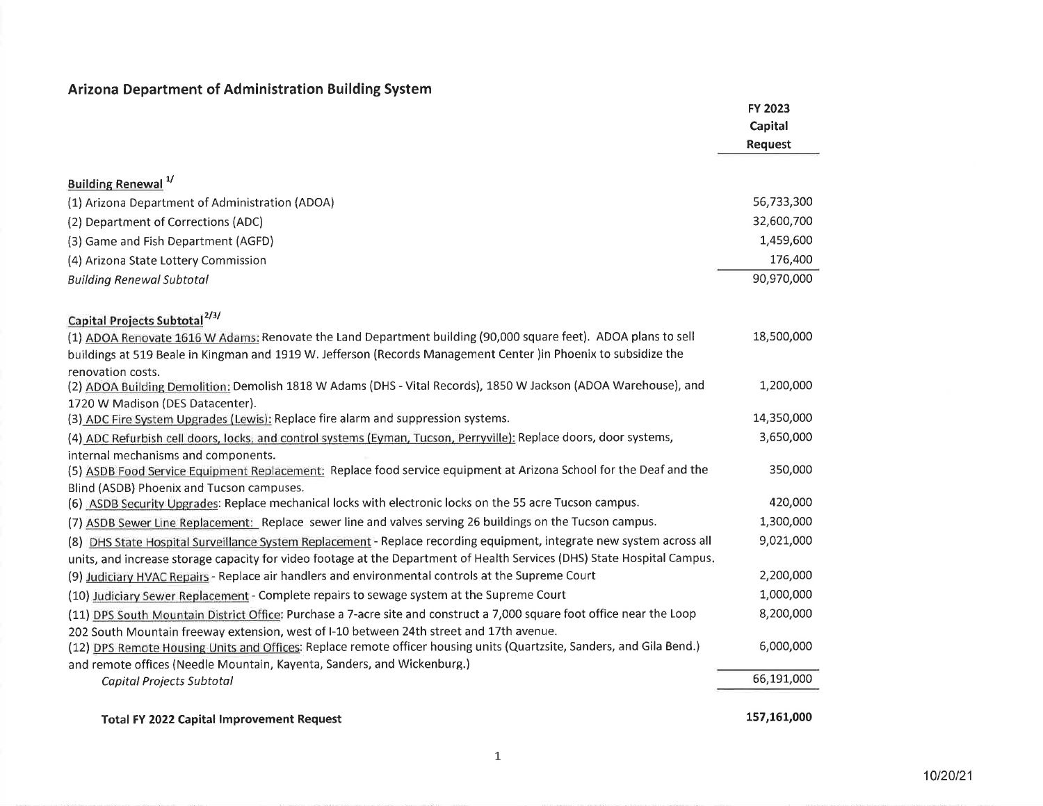## Arizona Department of Administration Building System

| | FY 2023 Capital Request |
|---|---|
| **Building Renewal** [1/] | |
| (1) Arizona Department of Administration (ADOA) | 56,733,300 |
| (2) Department of Corrections (ADC) | 32,600,700 |
| (3) Game and Fish Department (AGFD) | 1,459,600 |
| (4) Arizona State Lottery Commission | 176,400 |
| *Building Renewal Subtotal* | 90,970,000 |
| | |
| **Capital Projects Subtotal** [2/3/] | |
| (1) ADOA Renovate 1616 W Adams: Renovate the Land Department building (90,000 square feet). ADOA plans to sell buildings at 519 Beale in Kingman and 1919 W. Jefferson (Records Management Center )in Phoenix to subsidize the renovation costs. | 18,500,000 |
| (2) ADOA Building Demolition: Demolish 1818 W Adams (DHS - Vital Records), 1850 W Jackson (ADOA Warehouse), and 1720 W Madison (DES Datacenter). | 1,200,000 |
| (3) ADC Fire System Upgrades (Lewis): Replace fire alarm and suppression systems. | 14,350,000 |
| (4) ADC Refurbish cell doors, locks, and control systems (Eyman, Tucson, Perryville): Replace doors, door systems, internal mechanisms and components. | 3,650,000 |
| (5) ASDB Food Service Equipment Replacement: Replace food service equipment at Arizona School for the Deaf and the Blind (ASDB) Phoenix and Tucson campuses. | 350,000 |
| (6) ASDB Security Upgrades: Replace mechanical locks with electronic locks on the 55 acre Tucson campus. | 420,000 |
| (7) ASDB Sewer Line Replacement: Replace sewer line and valves serving 26 buildings on the Tucson campus. | 1,300,000 |
| (8) DHS State Hospital Surveillance System Replacement - Replace recording equipment, integrate new system across all units, and increase storage capacity for video footage at the Department of Health Services (DHS) State Hospital Campus. | 9,021,000 |
| (9) Judiciary HVAC Repairs - Replace air handlers and environmental controls at the Supreme Court | 2,200,000 |
| (10) Judiciary Sewer Replacement - Complete repairs to sewage system at the Supreme Court | 1,000,000 |
| (11) DPS South Mountain District Office: Purchase a 7-acre site and construct a 7,000 square foot office near the Loop 202 South Mountain freeway extension, west of I-10 between 24th street and 17th avenue. | 8,200,000 |
| (12) DPS Remote Housing Units and Offices: Replace remote officer housing units (Quartzsite, Sanders, and Gila Bend.) and remote offices (Needle Mountain, Kayenta, Sanders, and Wickenburg.) | 6,000,000 |
| *Capital Projects Subtotal* | 66,191,000 |
| | |
| **Total FY 2022 Capital Improvement Request** | **157,161,000** |

10/20/21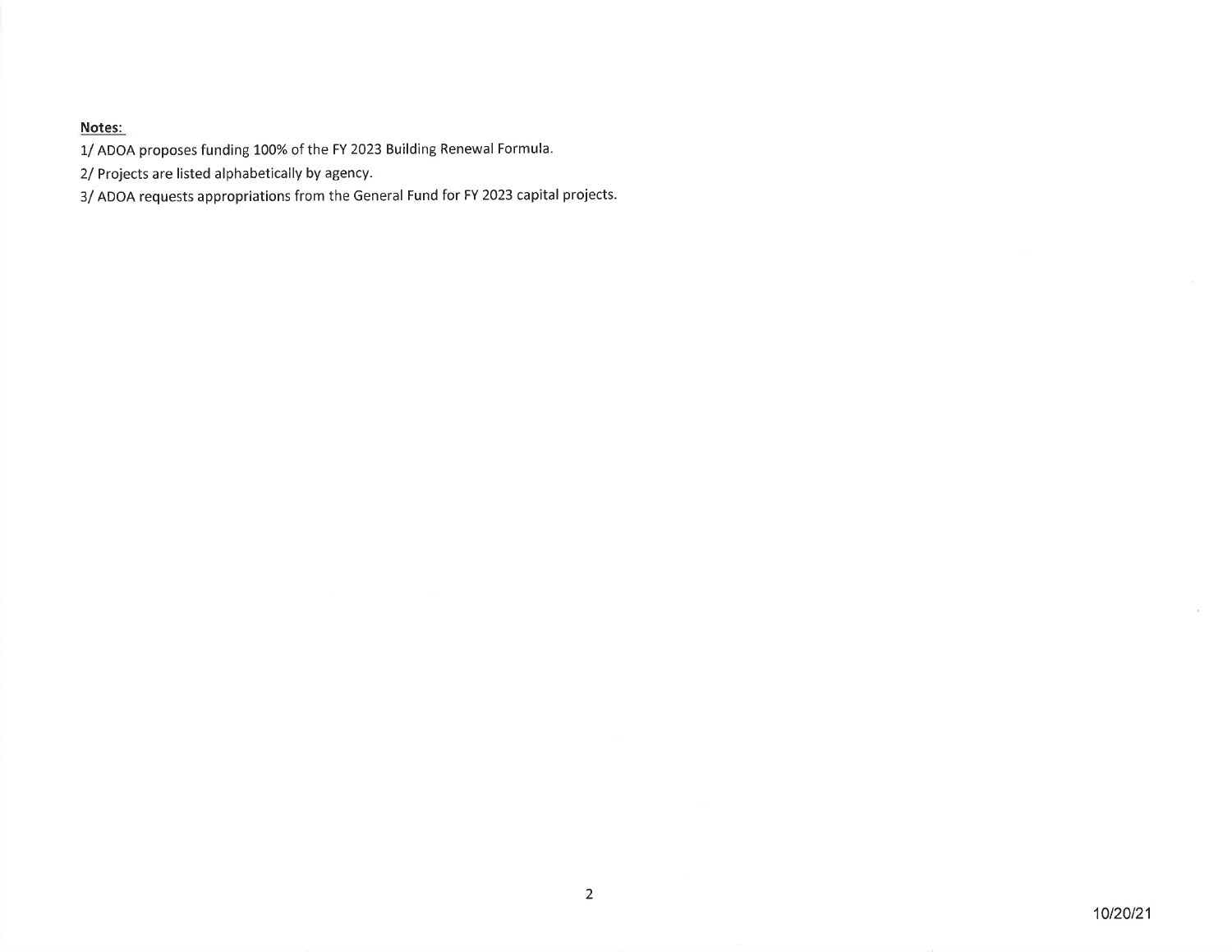**Notes:**

1/ ADOA proposes funding 100% of the FY 2023 Building Renewal Formula.

2/ Projects are listed alphabetically by agency.

3/ ADOA requests appropriations from the General Fund for FY 2023 capital projects.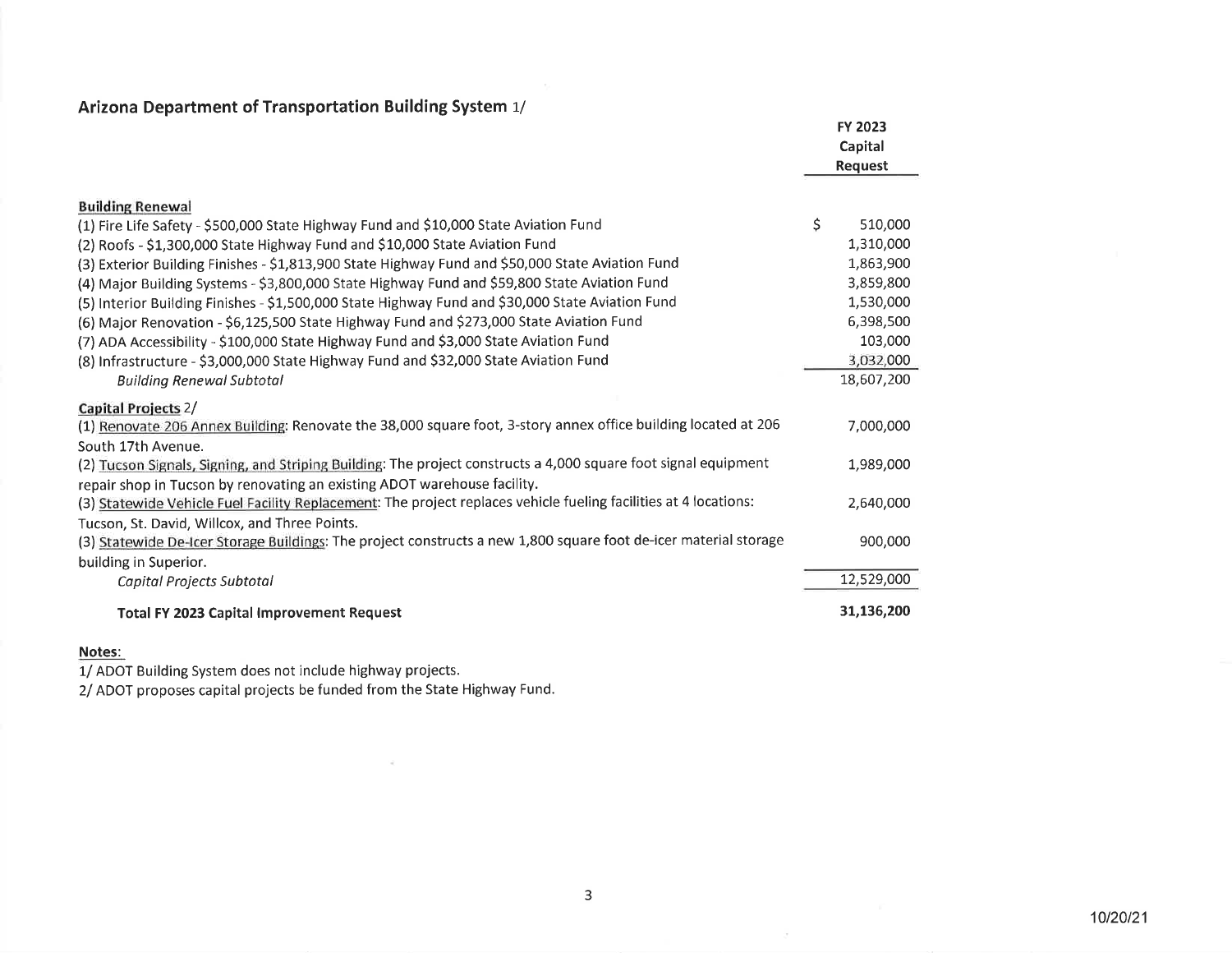## Arizona Department of Transportation Building System 1/

| | FY 2023 Capital Request |
|---|---|
| **Building Renewal** | |
| (1) Fire Life Safety - $500,000 State Highway Fund and $10,000 State Aviation Fund | $ 510,000 |
| (2) Roofs - $1,300,000 State Highway Fund and $10,000 State Aviation Fund | 1,310,000 |
| (3) Exterior Building Finishes - $1,813,900 State Highway Fund and $50,000 State Aviation Fund | 1,863,900 |
| (4) Major Building Systems - $3,800,000 State Highway Fund and $59,800 State Aviation Fund | 3,859,800 |
| (5) Interior Building Finishes - $1,500,000 State Highway Fund and $30,000 State Aviation Fund | 1,530,000 |
| (6) Major Renovation - $6,125,500 State Highway Fund and $273,000 State Aviation Fund | 6,398,500 |
| (7) ADA Accessibility - $100,000 State Highway Fund and $3,000 State Aviation Fund | 103,000 |
| (8) Infrastructure - $3,000,000 State Highway Fund and $32,000 State Aviation Fund | 3,032,000 |
| *Building Renewal Subtotal* | 18,607,200 |
| **Capital Projects** 2/ | |
| (1) Renovate 206 Annex Building: Renovate the 38,000 square foot, 3-story annex office building located at 206 South 17th Avenue. | 7,000,000 |
| (2) Tucson Signals, Signing, and Striping Building: The project constructs a 4,000 square foot signal equipment repair shop in Tucson by renovating an existing ADOT warehouse facility. | 1,989,000 |
| (3) Statewide Vehicle Fuel Facility Replacement: The project replaces vehicle fueling facilities at 4 locations: Tucson, St. David, Willcox, and Three Points. | 2,640,000 |
| (3) Statewide De-Icer Storage Buildings: The project constructs a new 1,800 square foot de-icer material storage building in Superior. | 900,000 |
| *Capital Projects Subtotal* | 12,529,000 |
| **Total FY 2023 Capital Improvement Request** | **31,136,200** |

**Notes:**

1/ ADOT Building System does not include highway projects.

2/ ADOT proposes capital projects be funded from the State Highway Fund.

10/20/21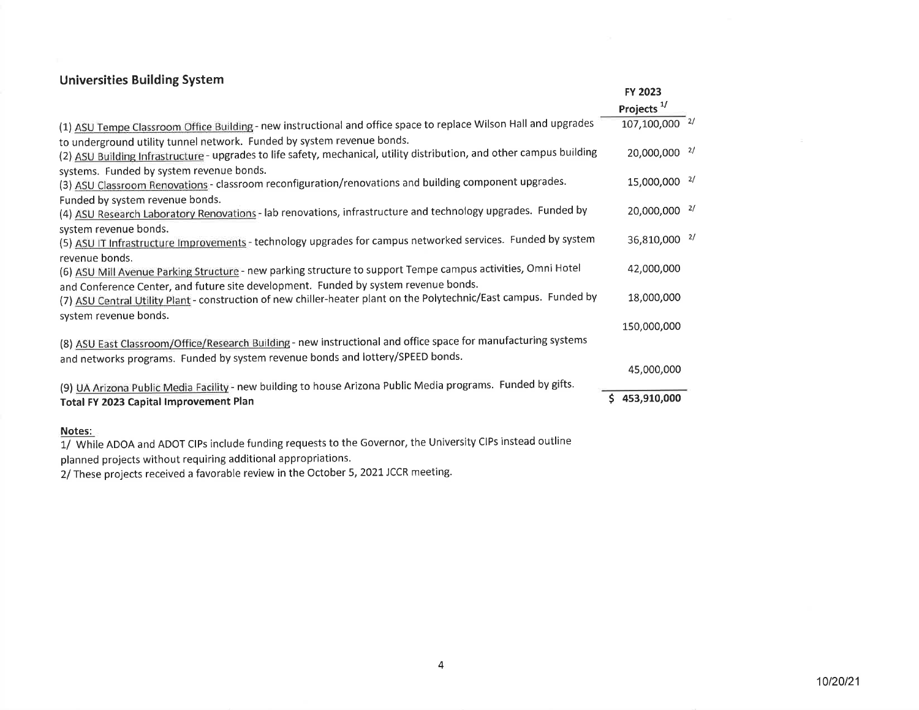## Universities Building System

| | FY 2023 Projects [1/] |
|---|---|
| (1) ASU Tempe Classroom Office Building - new instructional and office space to replace Wilson Hall and upgrades to underground utility tunnel network. Funded by system revenue bonds. | 107,100,000 [2/] |
| (2) ASU Building Infrastructure - upgrades to life safety, mechanical, utility distribution, and other campus building systems. Funded by system revenue bonds. | 20,000,000 [2/] |
| (3) ASU Classroom Renovations - classroom reconfiguration/renovations and building component upgrades. Funded by system revenue bonds. | 15,000,000 [2/] |
| (4) ASU Research Laboratory Renovations - lab renovations, infrastructure and technology upgrades. Funded by system revenue bonds. | 20,000,000 [2/] |
| (5) ASU IT Infrastructure Improvements - technology upgrades for campus networked services. Funded by system revenue bonds. | 36,810,000 [2/] |
| (6) ASU Mill Avenue Parking Structure - new parking structure to support Tempe campus activities, Omni Hotel and Conference Center, and future site development. Funded by system revenue bonds. | 42,000,000 |
| (7) ASU Central Utility Plant - construction of new chiller-heater plant on the Polytechnic/East campus. Funded by system revenue bonds. | 18,000,000 |
| (8) ASU East Classroom/Office/Research Building - new instructional and office space for manufacturing systems and networks programs. Funded by system revenue bonds and lottery/SPEED bonds. | 150,000,000 |
| (9) UA Arizona Public Media Facility - new building to house Arizona Public Media programs. Funded by gifts. | 45,000,000 |
| **Total FY 2023 Capital Improvement Plan** | **$ 453,910,000** |

**Notes:**

1/ While ADOA and ADOT CIPs include funding requests to the Governor, the University CIPs instead outline planned projects without requiring additional appropriations.

2/ These projects received a favorable review in the October 5, 2021 JCCR meeting.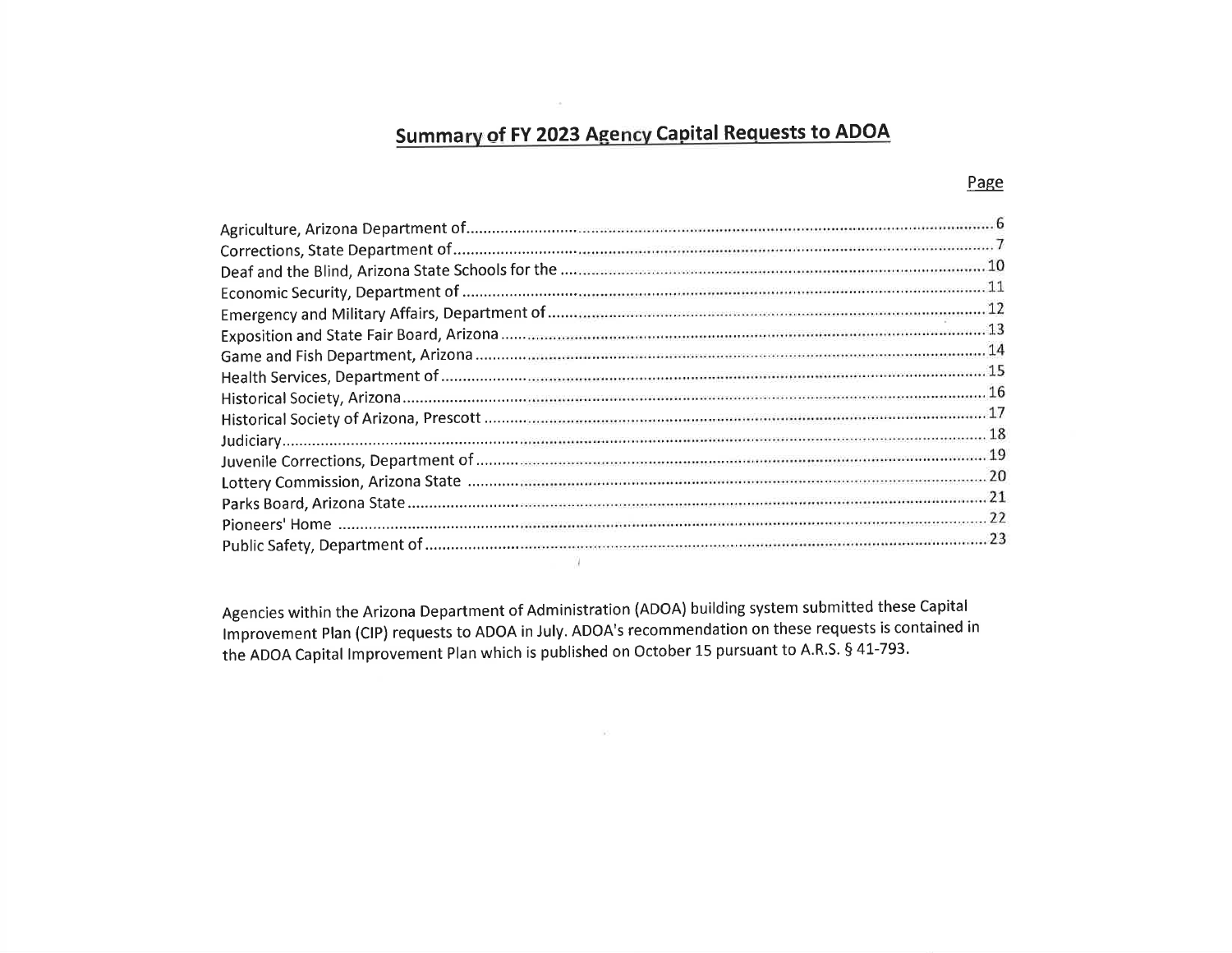# Summary of FY 2023 Agency Capital Requests to ADOA

| | Page |
|---|---|
| Agriculture, Arizona Department of | 6 |
| Corrections, State Department of | 7 |
| Deaf and the Blind, Arizona State Schools for the | 10 |
| Economic Security, Department of | 11 |
| Emergency and Military Affairs, Department of | 12 |
| Exposition and State Fair Board, Arizona | 13 |
| Game and Fish Department, Arizona | 14 |
| Health Services, Department of | 15 |
| Historical Society, Arizona | 16 |
| Historical Society of Arizona, Prescott | 17 |
| Judiciary | 18 |
| Juvenile Corrections, Department of | 19 |
| Lottery Commission, Arizona State | 20 |
| Parks Board, Arizona State | 21 |
| Pioneers' Home | 22 |
| Public Safety, Department of | 23 |

Agencies within the Arizona Department of Administration (ADOA) building system submitted these Capital Improvement Plan (CIP) requests to ADOA in July. ADOA's recommendation on these requests is contained in the ADOA Capital Improvement Plan which is published on October 15 pursuant to A.R.S. § 41-793.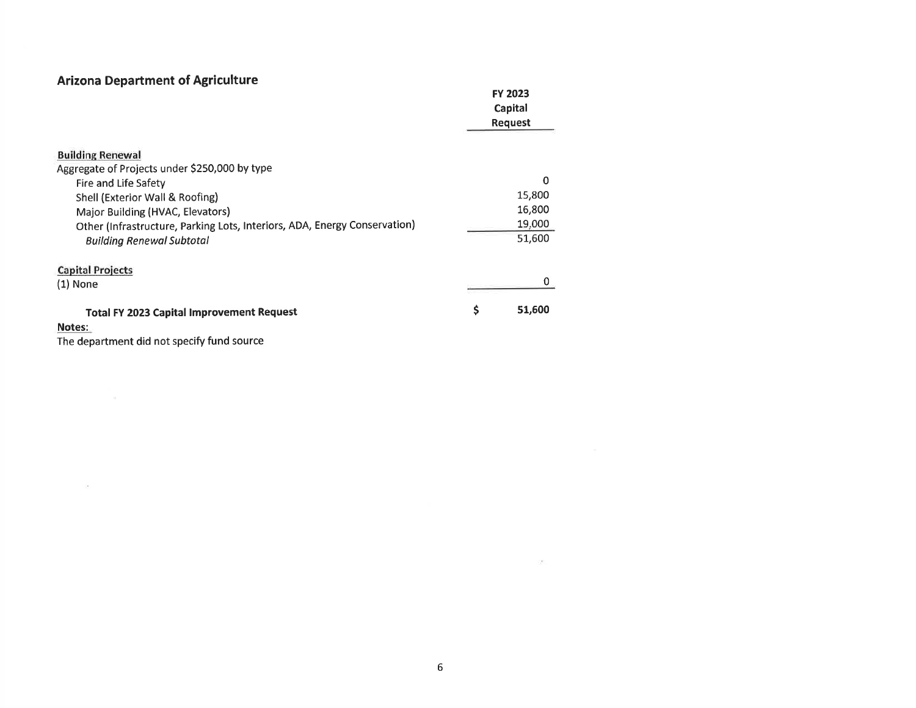## Arizona Department of Agriculture

| | FY 2023 Capital Request |
|---|---|
| **Building Renewal** | |
| Aggregate of Projects under $250,000 by type | |
| Fire and Life Safety | 0 |
| Shell (Exterior Wall & Roofing) | 15,800 |
| Major Building (HVAC, Elevators) | 16,800 |
| Other (Infrastructure, Parking Lots, Interiors, ADA, Energy Conservation) | 19,000 |
| *Building Renewal Subtotal* | 51,600 |
| **Capital Projects** | |
| (1) None | 0 |
| **Total FY 2023 Capital Improvement Request** | **$ 51,600** |

**Notes:**

The department did not specify fund source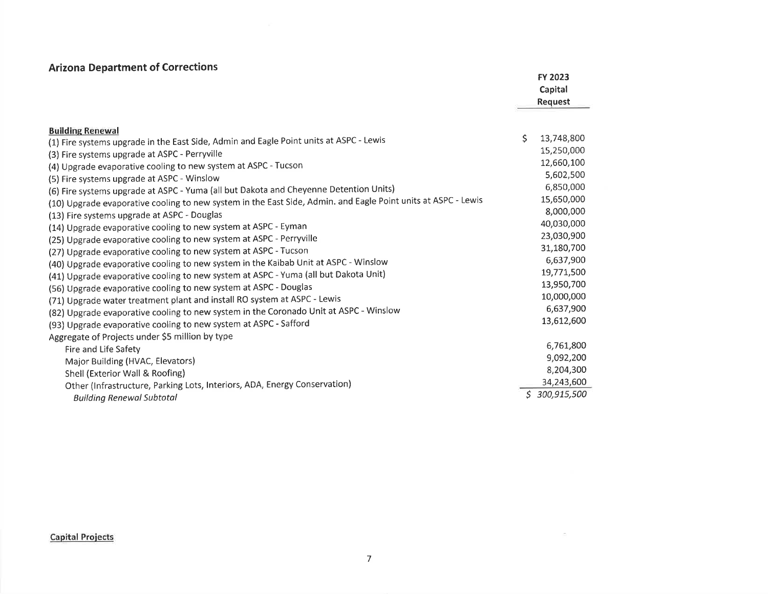## Arizona Department of Corrections

| | FY 2023 Capital Request |
|---|---|
| **Building Renewal** | |
| (1) Fire systems upgrade in the East Side, Admin and Eagle Point units at ASPC - Lewis | $ 13,748,800 |
| (3) Fire systems upgrade at ASPC - Perryville | 15,250,000 |
| (4) Upgrade evaporative cooling to new system at ASPC - Tucson | 12,660,100 |
| (5) Fire systems upgrade at ASPC - Winslow | 5,602,500 |
| (6) Fire systems upgrade at ASPC - Yuma (all but Dakota and Cheyenne Detention Units) | 6,850,000 |
| (10) Upgrade evaporative cooling to new system in the East Side, Admin. and Eagle Point units at ASPC - Lewis | 15,650,000 |
| (13) Fire systems upgrade at ASPC - Douglas | 8,000,000 |
| (14) Upgrade evaporative cooling to new system at ASPC - Eyman | 40,030,000 |
| (25) Upgrade evaporative cooling to new system at ASPC - Perryville | 23,030,900 |
| (27) Upgrade evaporative cooling to new system at ASPC - Tucson | 31,180,700 |
| (40) Upgrade evaporative cooling to new system in the Kaibab Unit at ASPC - Winslow | 6,637,900 |
| (41) Upgrade evaporative cooling to new system at ASPC - Yuma (all but Dakota Unit) | 19,771,500 |
| (56) Upgrade evaporative cooling to new system at ASPC - Douglas | 13,950,700 |
| (71) Upgrade water treatment plant and install RO system at ASPC - Lewis | 10,000,000 |
| (82) Upgrade evaporative cooling to new system in the Coronado Unit at ASPC - Winslow | 6,637,900 |
| (93) Upgrade evaporative cooling to new system at ASPC - Safford | 13,612,600 |
| Aggregate of Projects under $5 million by type | |
| Fire and Life Safety | 6,761,800 |
| Major Building (HVAC, Elevators) | 9,092,200 |
| Shell (Exterior Wall & Roofing) | 8,204,300 |
| Other (Infrastructure, Parking Lots, Interiors, ADA, Energy Conservation) | 34,243,600 |
| *Building Renewal Subtotal* | *$ 300,915,500* |

**Capital Projects**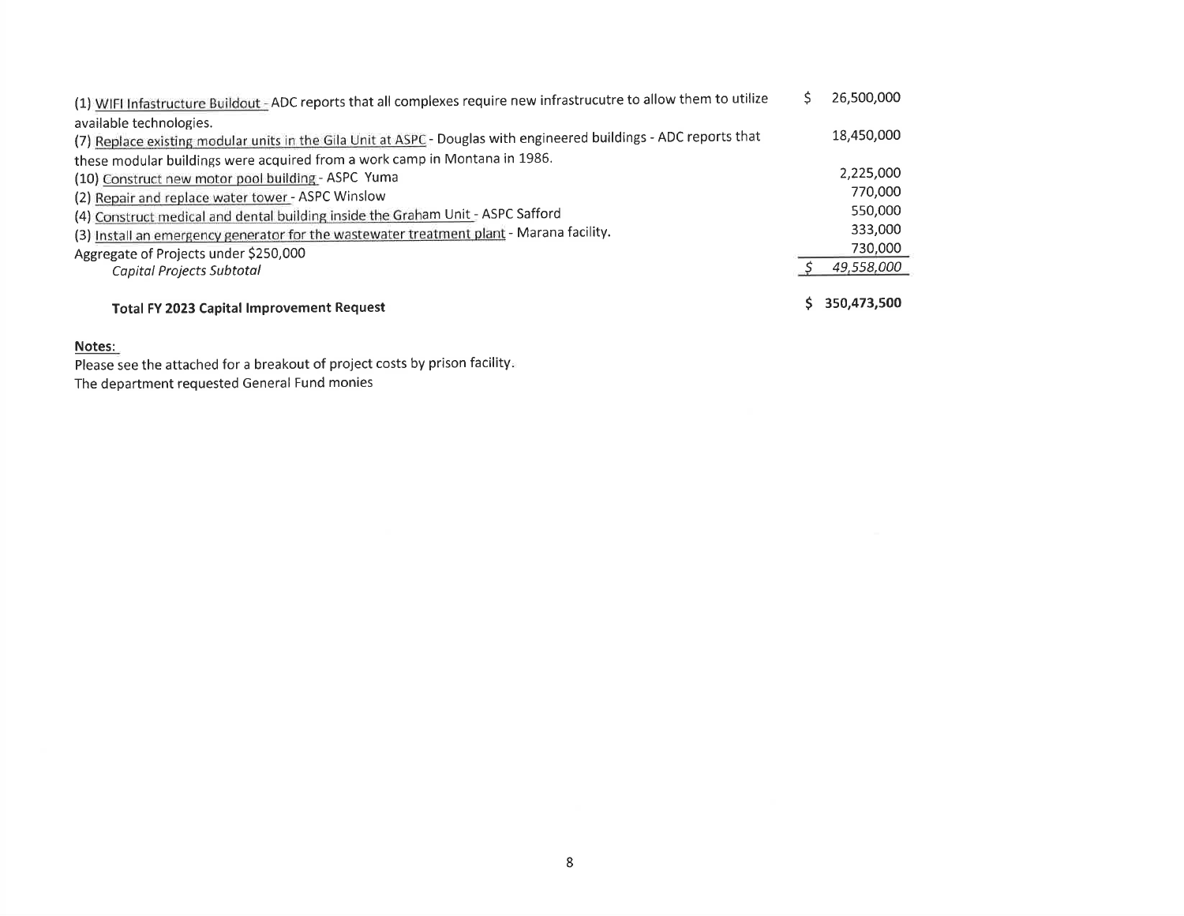| | |
|---|---|
| (1) WIFI Infastructure Buildout - ADC reports that all complexes require new infrastrucutre to allow them to utilize available technologies. | $ 26,500,000 |
| (7) Replace existing modular units in the Gila Unit at ASPC - Douglas with engineered buildings - ADC reports that these modular buildings were acquired from a work camp in Montana in 1986. | 18,450,000 |
| (10) Construct new motor pool building - ASPC Yuma | 2,225,000 |
| (2) Repair and replace water tower - ASPC Winslow | 770,000 |
| (4) Construct medical and dental building inside the Graham Unit - ASPC Safford | 550,000 |
| (3) Install an emergency generator for the wastewater treatment plant - Marana facility. | 333,000 |
| Aggregate of Projects under $250,000 | 730,000 |
| *Capital Projects Subtotal* | *$ 49,558,000* |
| **Total FY 2023 Capital Improvement Request** | **$ 350,473,500** |

**Notes:**

Please see the attached for a breakout of project costs by prison facility.

The department requested General Fund monies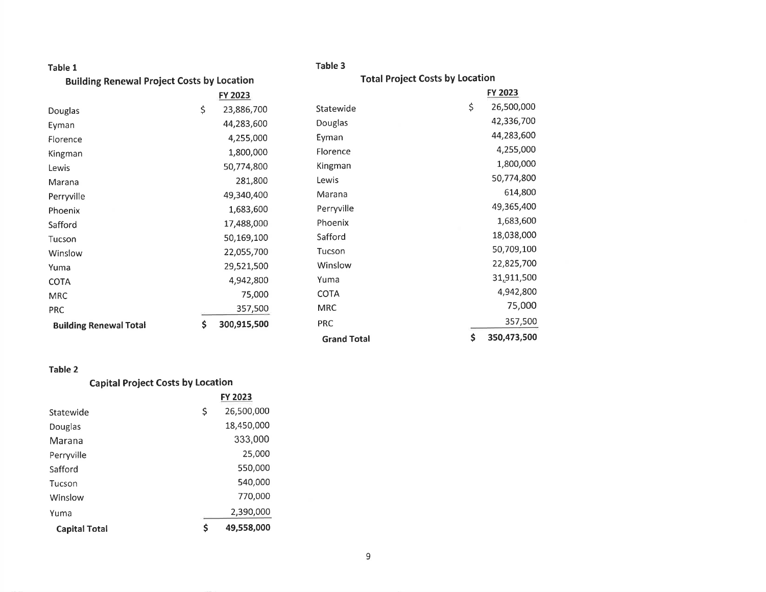**Table 1**

**Building Renewal Project Costs by Location**

| | FY 2023 |
|---|---|
| Douglas | $ 23,886,700 |
| Eyman | 44,283,600 |
| Florence | 4,255,000 |
| Kingman | 1,800,000 |
| Lewis | 50,774,800 |
| Marana | 281,800 |
| Perryville | 49,340,400 |
| Phoenix | 1,683,600 |
| Safford | 17,488,000 |
| Tucson | 50,169,100 |
| Winslow | 22,055,700 |
| Yuma | 29,521,500 |
| COTA | 4,942,800 |
| MRC | 75,000 |
| PRC | 357,500 |
| **Building Renewal Total** | **$ 300,915,500** |

**Table 2**

**Capital Project Costs by Location**

| | FY 2023 |
|---|---|
| Statewide | $ 26,500,000 |
| Douglas | 18,450,000 |
| Marana | 333,000 |
| Perryville | 25,000 |
| Safford | 550,000 |
| Tucson | 540,000 |
| Winslow | 770,000 |
| Yuma | 2,390,000 |
| **Capital Total** | **$ 49,558,000** |

**Table 3**

**Total Project Costs by Location**

| | FY 2023 |
|---|---|
| Statewide | $ 26,500,000 |
| Douglas | 42,336,700 |
| Eyman | 44,283,600 |
| Florence | 4,255,000 |
| Kingman | 1,800,000 |
| Lewis | 50,774,800 |
| Marana | 614,800 |
| Perryville | 49,365,400 |
| Phoenix | 1,683,600 |
| Safford | 18,038,000 |
| Tucson | 50,709,100 |
| Winslow | 22,825,700 |
| Yuma | 31,911,500 |
| COTA | 4,942,800 |
| MRC | 75,000 |
| PRC | 357,500 |
| **Grand Total** | **$ 350,473,500** |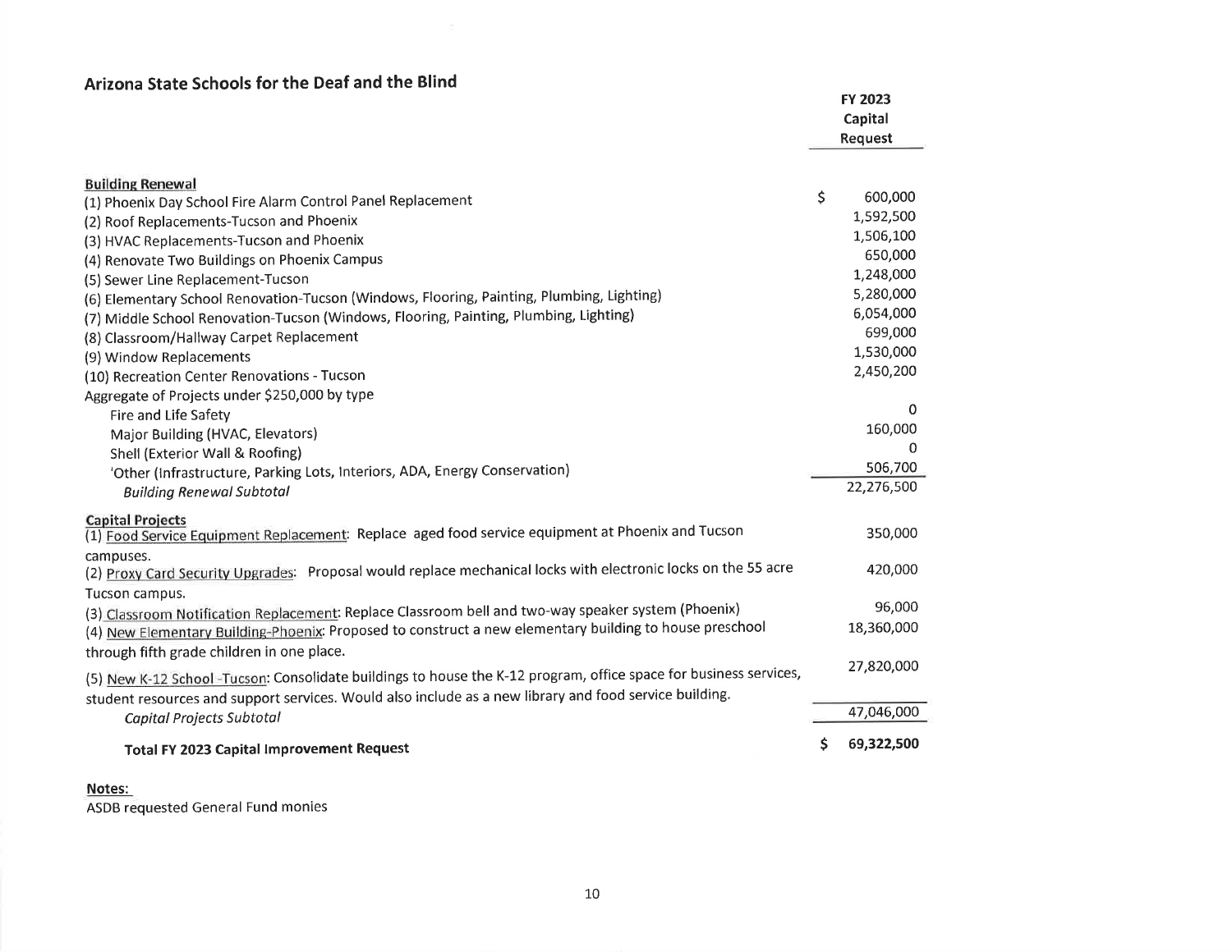## Arizona State Schools for the Deaf and the Blind

| | FY 2023 Capital Request |
|---|---|
| **Building Renewal** | |
| (1) Phoenix Day School Fire Alarm Control Panel Replacement | $ 600,000 |
| (2) Roof Replacements-Tucson and Phoenix | 1,592,500 |
| (3) HVAC Replacements-Tucson and Phoenix | 1,506,100 |
| (4) Renovate Two Buildings on Phoenix Campus | 650,000 |
| (5) Sewer Line Replacement-Tucson | 1,248,000 |
| (6) Elementary School Renovation-Tucson (Windows, Flooring, Painting, Plumbing, Lighting) | 5,280,000 |
| (7) Middle School Renovation-Tucson (Windows, Flooring, Painting, Plumbing, Lighting) | 6,054,000 |
| (8) Classroom/Hallway Carpet Replacement | 699,000 |
| (9) Window Replacements | 1,530,000 |
| (10) Recreation Center Renovations - Tucson | 2,450,200 |
| Aggregate of Projects under $250,000 by type | |
| Fire and Life Safety | 0 |
| Major Building (HVAC, Elevators) | 160,000 |
| Shell (Exterior Wall & Roofing) | 0 |
| 'Other (Infrastructure, Parking Lots, Interiors, ADA, Energy Conservation) | 506,700 |
| *Building Renewal Subtotal* | 22,276,500 |
| **Capital Projects** | |
| (1) Food Service Equipment Replacement: Replace aged food service equipment at Phoenix and Tucson campuses. | 350,000 |
| (2) Proxy Card Security Upgrades: Proposal would replace mechanical locks with electronic locks on the 55 acre Tucson campus. | 420,000 |
| (3) Classroom Notification Replacement: Replace Classroom bell and two-way speaker system (Phoenix) | 96,000 |
| (4) New Elementary Building-Phoenix: Proposed to construct a new elementary building to house preschool through fifth grade children in one place. | 18,360,000 |
| (5) New K-12 School -Tucson: Consolidate buildings to house the K-12 program, office space for business services, student resources and support services. Would also include as a new library and food service building. | 27,820,000 |
| *Capital Projects Subtotal* | 47,046,000 |
| **Total FY 2023 Capital Improvement Request** | **$ 69,322,500** |

**Notes:**
ASDB requested General Fund monies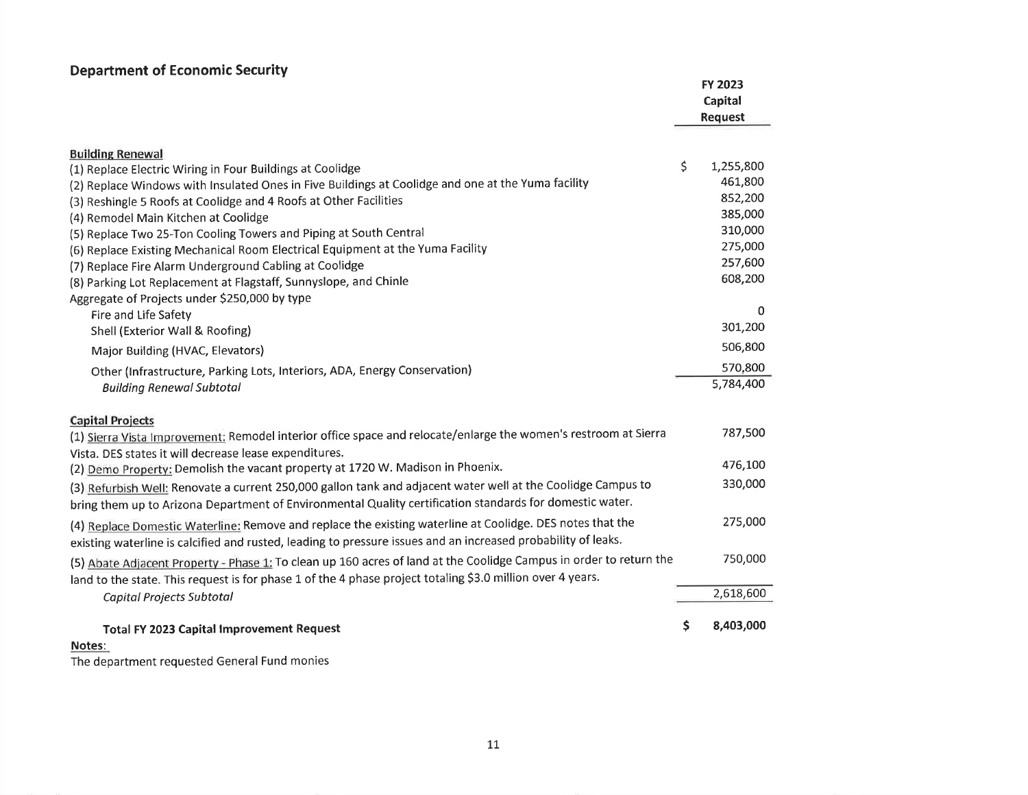## Department of Economic Security

| | FY 2023 Capital Request |
|---|---|
| **Building Renewal** | |
| (1) Replace Electric Wiring in Four Buildings at Coolidge | $ 1,255,800 |
| (2) Replace Windows with Insulated Ones in Five Buildings at Coolidge and one at the Yuma facility | 461,800 |
| (3) Reshingle 5 Roofs at Coolidge and 4 Roofs at Other Facilities | 852,200 |
| (4) Remodel Main Kitchen at Coolidge | 385,000 |
| (5) Replace Two 25-Ton Cooling Towers and Piping at South Central | 310,000 |
| (6) Replace Existing Mechanical Room Electrical Equipment at the Yuma Facility | 275,000 |
| (7) Replace Fire Alarm Underground Cabling at Coolidge | 257,600 |
| (8) Parking Lot Replacement at Flagstaff, Sunnyslope, and Chinle | 608,200 |
| Aggregate of Projects under $250,000 by type | |
| Fire and Life Safety | 0 |
| Shell (Exterior Wall & Roofing) | 301,200 |
| Major Building (HVAC, Elevators) | 506,800 |
| Other (Infrastructure, Parking Lots, Interiors, ADA, Energy Conservation) | 570,800 |
| *Building Renewal Subtotal* | 5,784,400 |
| **Capital Projects** | |
| (1) Sierra Vista Improvement: Remodel interior office space and relocate/enlarge the women's restroom at Sierra Vista. DES states it will decrease lease expenditures. | 787,500 |
| (2) Demo Property: Demolish the vacant property at 1720 W. Madison in Phoenix. | 476,100 |
| (3) Refurbish Well: Renovate a current 250,000 gallon tank and adjacent water well at the Coolidge Campus to bring them up to Arizona Department of Environmental Quality certification standards for domestic water. | 330,000 |
| (4) Replace Domestic Waterline: Remove and replace the existing waterline at Coolidge. DES notes that the existing waterline is calcified and rusted, leading to pressure issues and an increased probability of leaks. | 275,000 |
| (5) Abate Adjacent Property - Phase 1: To clean up 160 acres of land at the Coolidge Campus in order to return the land to the state. This request is for phase 1 of the 4 phase project totaling $3.0 million over 4 years. | 750,000 |
| *Capital Projects Subtotal* | 2,618,600 |
| **Total FY 2023 Capital Improvement Request** | **$ 8,403,000** |

**Notes:**

The department requested General Fund monies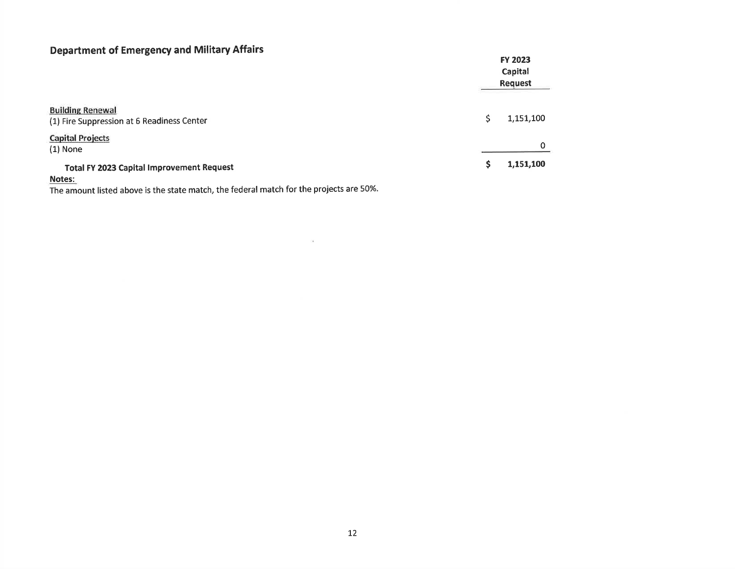## Department of Emergency and Military Affairs

| | | FY 2023 Capital Request |
|---|---|---|
| **Building Renewal** | | |
| (1) Fire Suppression at 6 Readiness Center | $ | 1,151,100 |
| **Capital Projects** | | |
| (1) None | | 0 |
| **Total FY 2023 Capital Improvement Request** | **$** | **1,151,100** |

**Notes:**

The amount listed above is the state match, the federal match for the projects are 50%.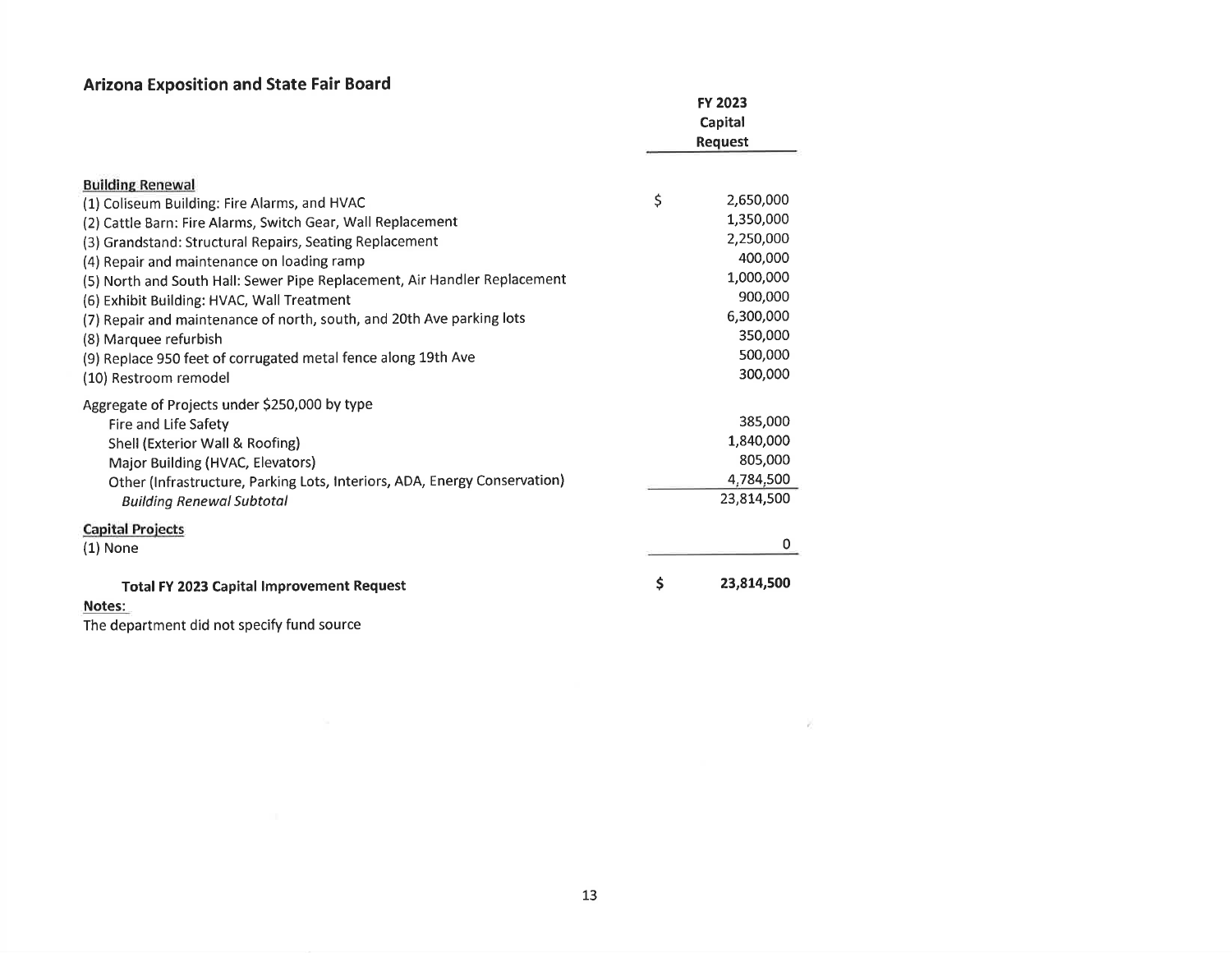## Arizona Exposition and State Fair Board

| | FY 2023 Capital Request |
|---|---|
| **Building Renewal** | |
| (1) Coliseum Building: Fire Alarms, and HVAC | $ 2,650,000 |
| (2) Cattle Barn: Fire Alarms, Switch Gear, Wall Replacement | 1,350,000 |
| (3) Grandstand: Structural Repairs, Seating Replacement | 2,250,000 |
| (4) Repair and maintenance on loading ramp | 400,000 |
| (5) North and South Hall: Sewer Pipe Replacement, Air Handler Replacement | 1,000,000 |
| (6) Exhibit Building: HVAC, Wall Treatment | 900,000 |
| (7) Repair and maintenance of north, south, and 20th Ave parking lots | 6,300,000 |
| (8) Marquee refurbish | 350,000 |
| (9) Replace 950 feet of corrugated metal fence along 19th Ave | 500,000 |
| (10) Restroom remodel | 300,000 |
| Aggregate of Projects under $250,000 by type | |
| Fire and Life Safety | 385,000 |
| Shell (Exterior Wall & Roofing) | 1,840,000 |
| Major Building (HVAC, Elevators) | 805,000 |
| Other (Infrastructure, Parking Lots, Interiors, ADA, Energy Conservation) | 4,784,500 |
| *Building Renewal Subtotal* | 23,814,500 |
| **Capital Projects** | |
| (1) None | 0 |
| **Total FY 2023 Capital Improvement Request** | **$ 23,814,500** |

**Notes:**

The department did not specify fund source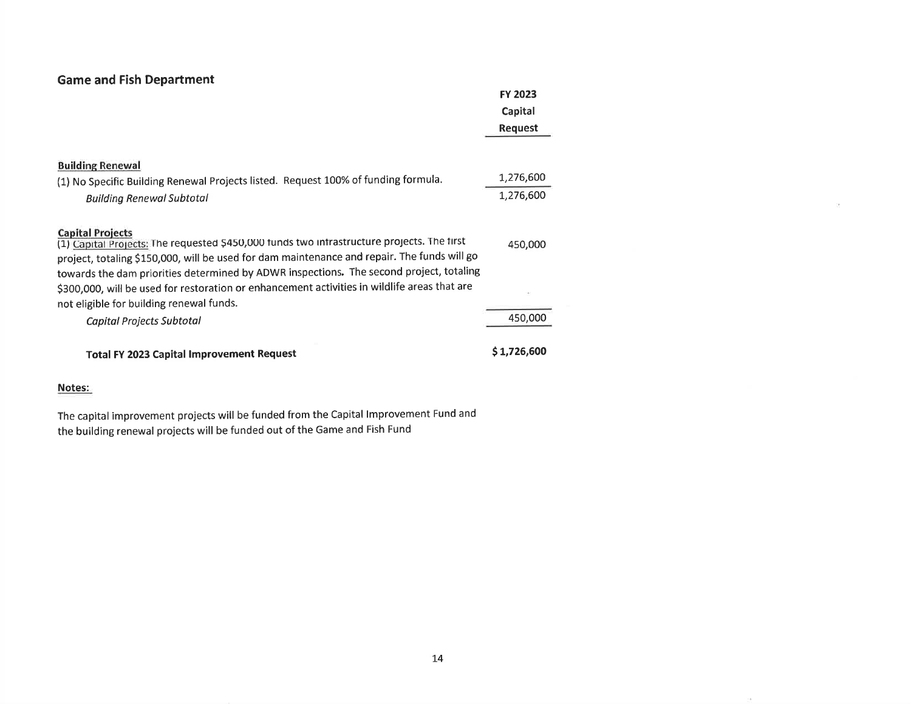## Game and Fish Department

| | FY 2023 Capital Request |
|---|---|
| **Building Renewal** | |
| (1) No Specific Building Renewal Projects listed. Request 100% of funding formula. | 1,276,600 |
| *Building Renewal Subtotal* | 1,276,600 |
| **Capital Projects** | |
| (1) Capital Projects: The requested $450,000 funds two infrastructure projects. The first project, totaling $150,000, will be used for dam maintenance and repair. The funds will go towards the dam priorities determined by ADWR inspections. The second project, totaling $300,000, will be used for restoration or enhancement activities in wildlife areas that are not eligible for building renewal funds. | 450,000 |
| *Capital Projects Subtotal* | 450,000 |
| **Total FY 2023 Capital Improvement Request** | **$ 1,726,600** |

**Notes:**

The capital improvement projects will be funded from the Capital Improvement Fund and the building renewal projects will be funded out of the Game and Fish Fund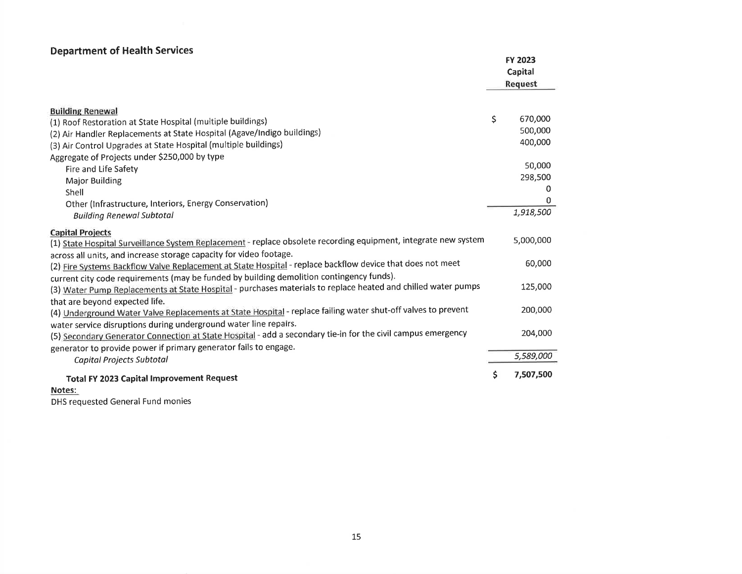## Department of Health Services

| | FY 2023 Capital Request |
|---|---|
| **Building Renewal** | |
| (1) Roof Restoration at State Hospital (multiple buildings) | $ 670,000 |
| (2) Air Handler Replacements at State Hospital (Agave/Indigo buildings) | 500,000 |
| (3) Air Control Upgrades at State Hospital (multiple buildings) | 400,000 |
| Aggregate of Projects under $250,000 by type | |
| Fire and Life Safety | 50,000 |
| Major Building | 298,500 |
| Shell | 0 |
| Other (Infrastructure, Interiors, Energy Conservation) | 0 |
| *Building Renewal Subtotal* | *1,918,500* |
| **Capital Projects** | |
| (1) State Hospital Surveillance System Replacement - replace obsolete recording equipment, integrate new system across all units, and increase storage capacity for video footage. | 5,000,000 |
| (2) Fire Systems Backflow Valve Replacement at State Hospital - replace backflow device that does not meet current city code requirements (may be funded by building demolition contingency funds). | 60,000 |
| (3) Water Pump Replacements at State Hospital - purchases materials to replace heated and chilled water pumps that are beyond expected life. | 125,000 |
| (4) Underground Water Valve Replacements at State Hospital - replace failing water shut-off valves to prevent water service disruptions during underground water line repairs. | 200,000 |
| (5) Secondary Generator Connection at State Hospital - add a secondary tie-in for the civil campus emergency generator to provide power if primary generator fails to engage. | 204,000 |
| *Capital Projects Subtotal* | *5,589,000* |
| **Total FY 2023 Capital Improvement Request** | **$ 7,507,500** |

**Notes:**

DHS requested General Fund monies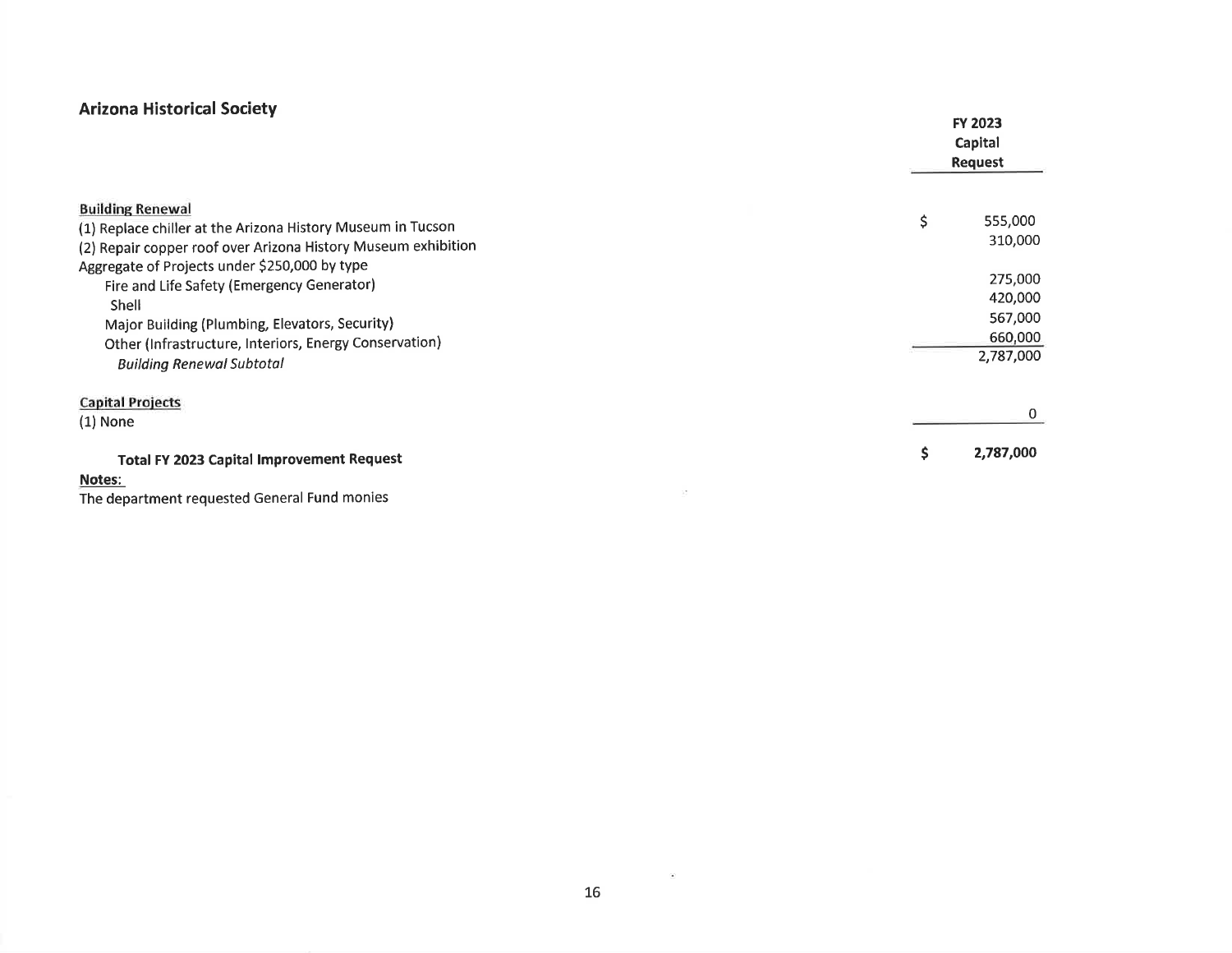## Arizona Historical Society

| | FY 2023 Capital Request |
|---|---|
| **Building Renewal** | |
| (1) Replace chiller at the Arizona History Museum in Tucson | $ 555,000 |
| (2) Repair copper roof over Arizona History Museum exhibition | 310,000 |
| Aggregate of Projects under $250,000 by type | |
| Fire and Life Safety (Emergency Generator) | 275,000 |
| Shell | 420,000 |
| Major Building (Plumbing, Elevators, Security) | 567,000 |
| Other (Infrastructure, Interiors, Energy Conservation) | 660,000 |
| *Building Renewal Subtotal* | 2,787,000 |
| **Capital Projects** | |
| (1) None | 0 |
| **Total FY 2023 Capital Improvement Request** | **$ 2,787,000** |

**Notes:**

The department requested General Fund monies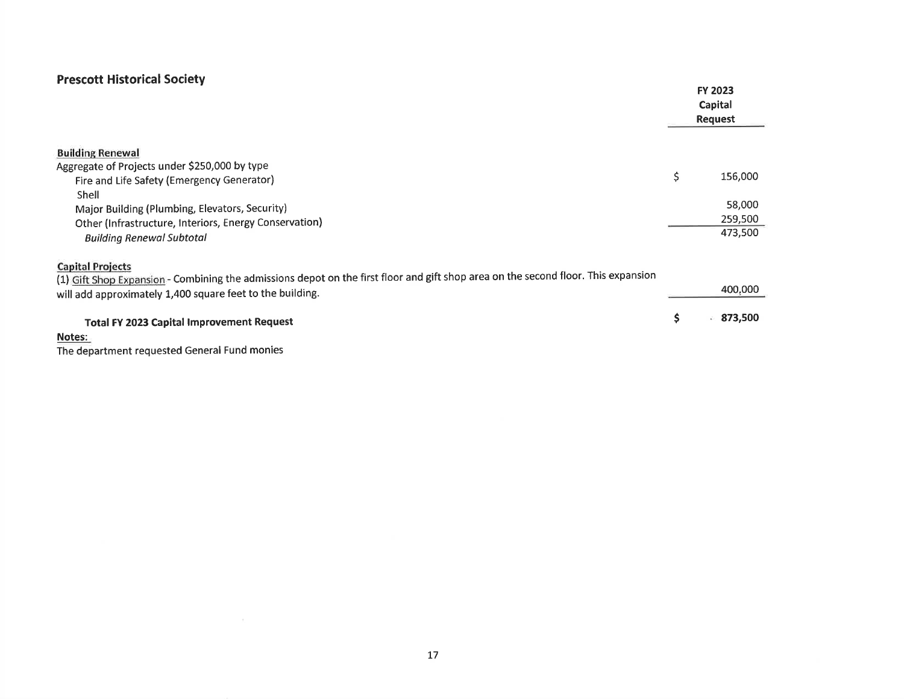## Prescott Historical Society

| | FY 2023 Capital Request |
|---|---|
| **Building Renewal** | |
| Aggregate of Projects under $250,000 by type | |
| Fire and Life Safety (Emergency Generator) | $ 156,000 |
| Shell | |
| Major Building (Plumbing, Elevators, Security) | 58,000 |
| Other (Infrastructure, Interiors, Energy Conservation) | 259,500 |
| *Building Renewal Subtotal* | 473,500 |
| **Capital Projects** | |
| (1) Gift Shop Expansion - Combining the admissions depot on the first floor and gift shop area on the second floor. This expansion will add approximately 1,400 square feet to the building. | 400,000 |
| **Total FY 2023 Capital Improvement Request** | **$ 873,500** |

**Notes:**

The department requested General Fund monies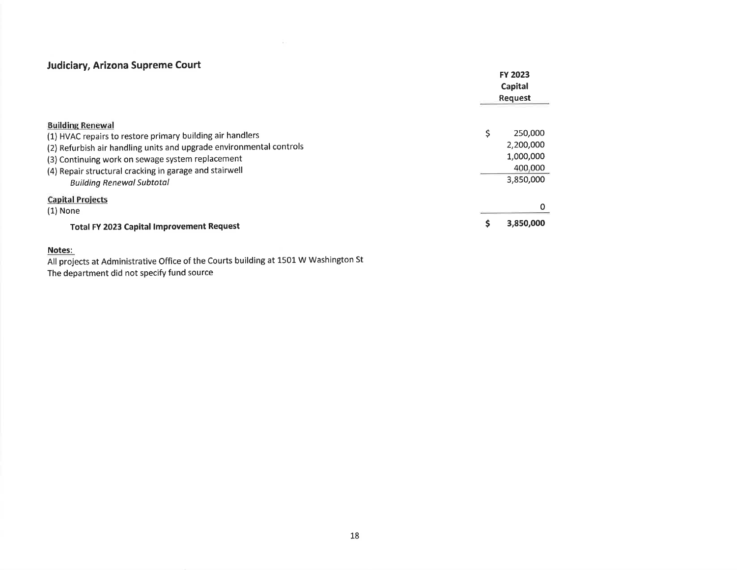## Judiciary, Arizona Supreme Court

| | | FY 2023 Capital Request |
|---|---|---|
| **Building Renewal** | | |
| (1) HVAC repairs to restore primary building air handlers | $ | 250,000 |
| (2) Refurbish air handling units and upgrade environmental controls | | 2,200,000 |
| (3) Continuing work on sewage system replacement | | 1,000,000 |
| (4) Repair structural cracking in garage and stairwell | | 400,000 |
| *Building Renewal Subtotal* | | 3,850,000 |
| **Capital Projects** | | |
| (1) None | | 0 |
| **Total FY 2023 Capital Improvement Request** | **$** | **3,850,000** |

**Notes:**

All projects at Administrative Office of the Courts building at 1501 W Washington St

The department did not specify fund source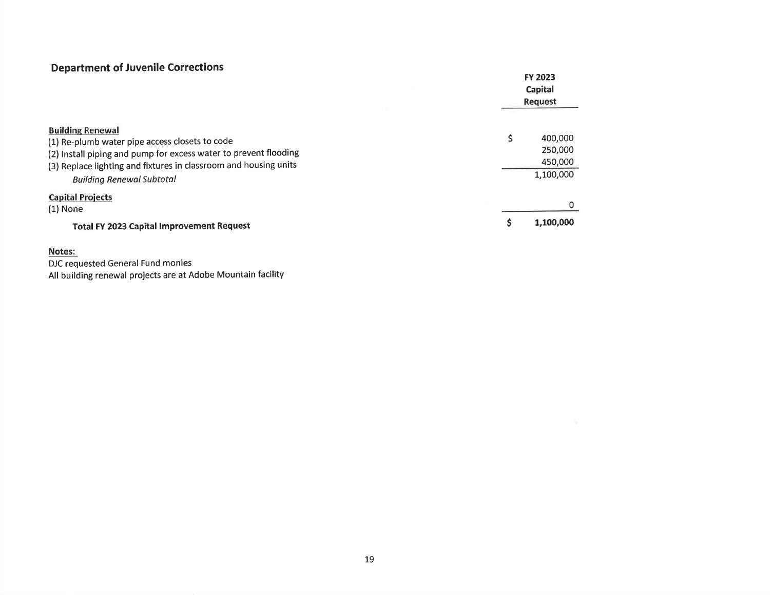## Department of Juvenile Corrections

| | FY 2023 Capital Request |
|---|---|
| **Building Renewal** | |
| (1) Re-plumb water pipe access closets to code | $ 400,000 |
| (2) Install piping and pump for excess water to prevent flooding | 250,000 |
| (3) Replace lighting and fixtures in classroom and housing units | 450,000 |
| *Building Renewal Subtotal* | 1,100,000 |
| **Capital Projects** | |
| (1) None | 0 |
| **Total FY 2023 Capital Improvement Request** | **$ 1,100,000** |

**Notes:**

DJC requested General Fund monies

All building renewal projects are at Adobe Mountain facility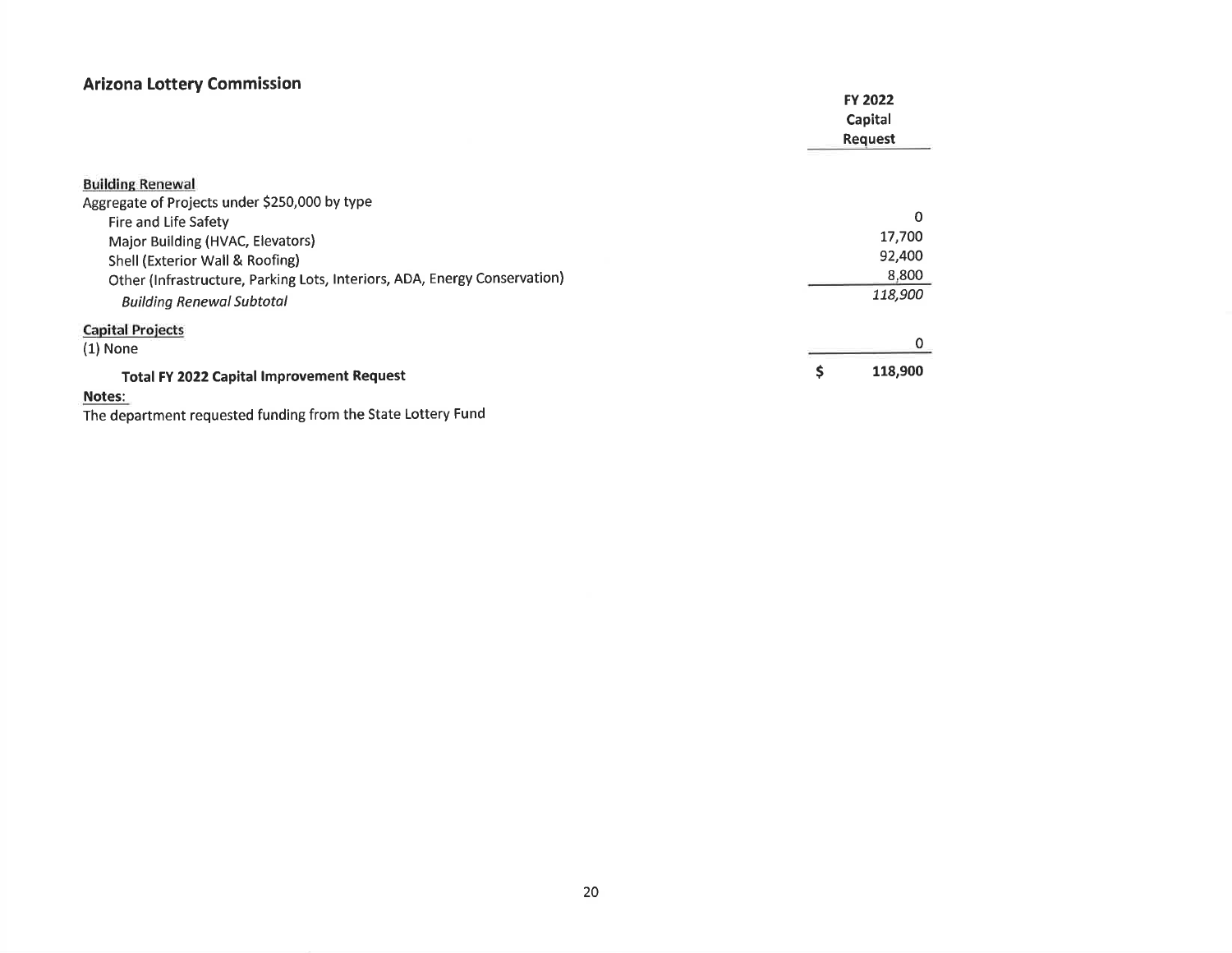## Arizona Lottery Commission

| | FY 2022 Capital Request |
|---|---|
| **Building Renewal** | |
| Aggregate of Projects under $250,000 by type | |
| Fire and Life Safety | 0 |
| Major Building (HVAC, Elevators) | 17,700 |
| Shell (Exterior Wall & Roofing) | 92,400 |
| Other (Infrastructure, Parking Lots, Interiors, ADA, Energy Conservation) | 8,800 |
| *Building Renewal Subtotal* | *118,900* |
| **Capital Projects** | |
| (1) None | 0 |
| **Total FY 2022 Capital Improvement Request** | **$ 118,900** |

**Notes:**

The department requested funding from the State Lottery Fund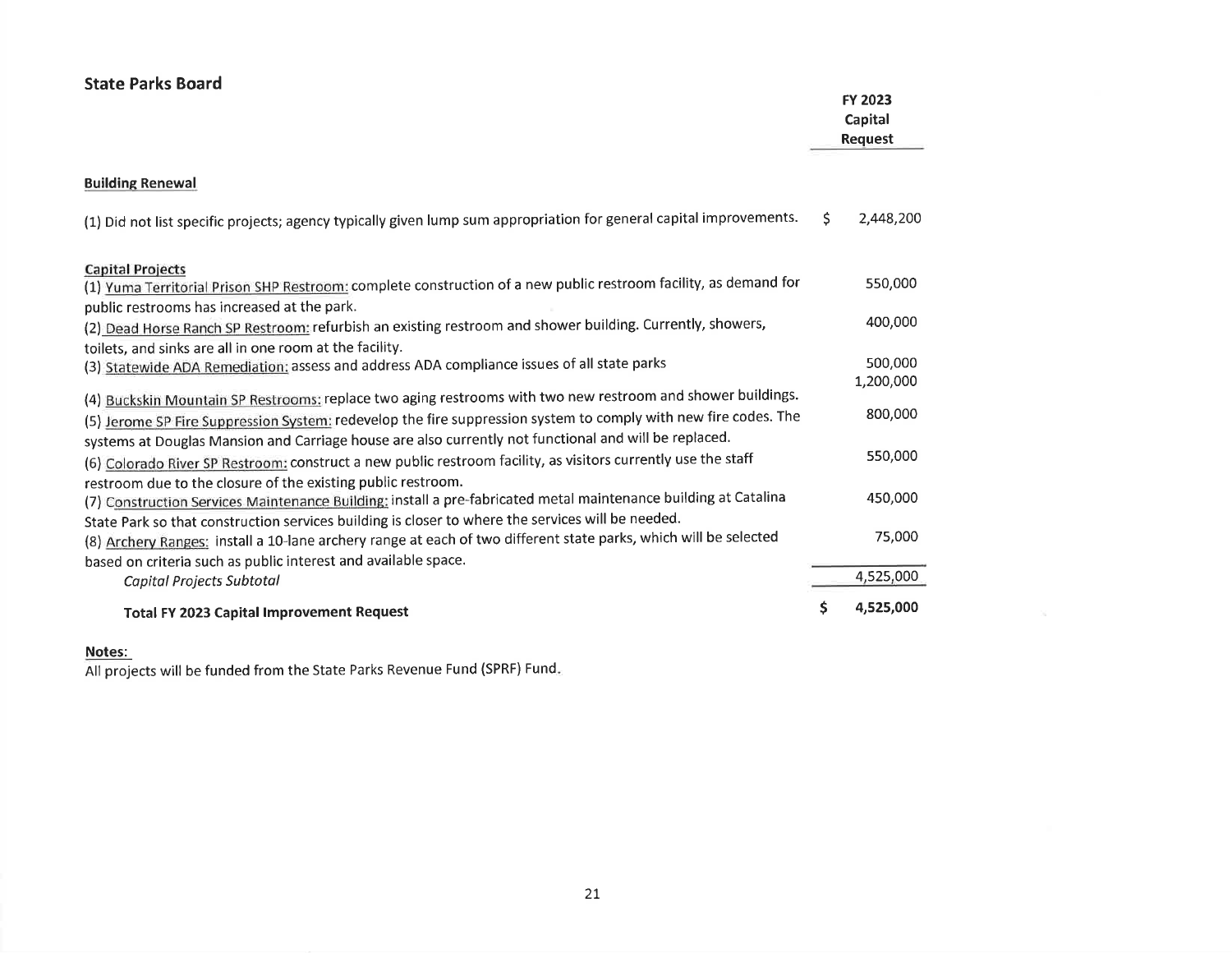## State Parks Board

| | FY 2023 Capital Request |
|---|---|
| **Building Renewal** | |
| (1) Did not list specific projects; agency typically given lump sum appropriation for general capital improvements. | $ 2,448,200 |
| **Capital Projects** | |
| (1) Yuma Territorial Prison SHP Restroom: complete construction of a new public restroom facility, as demand for public restrooms has increased at the park. | 550,000 |
| (2) Dead Horse Ranch SP Restroom: refurbish an existing restroom and shower building. Currently, showers, toilets, and sinks are all in one room at the facility. | 400,000 |
| (3) Statewide ADA Remediation: assess and address ADA compliance issues of all state parks | 500,000 |
| (4) Buckskin Mountain SP Restrooms: replace two aging restrooms with two new restroom and shower buildings. | 1,200,000 |
| (5) Jerome SP Fire Suppression System: redevelop the fire suppression system to comply with new fire codes. The systems at Douglas Mansion and Carriage house are also currently not functional and will be replaced. | 800,000 |
| (6) Colorado River SP Restroom: construct a new public restroom facility, as visitors currently use the staff restroom due to the closure of the existing public restroom. | 550,000 |
| (7) Construction Services Maintenance Building: install a pre-fabricated metal maintenance building at Catalina State Park so that construction services building is closer to where the services will be needed. | 450,000 |
| (8) Archery Ranges: install a 10-lane archery range at each of two different state parks, which will be selected based on criteria such as public interest and available space. | 75,000 |
| *Capital Projects Subtotal* | 4,525,000 |
| **Total FY 2023 Capital Improvement Request** | **$ 4,525,000** |

**Notes:**

All projects will be funded from the State Parks Revenue Fund (SPRF) Fund.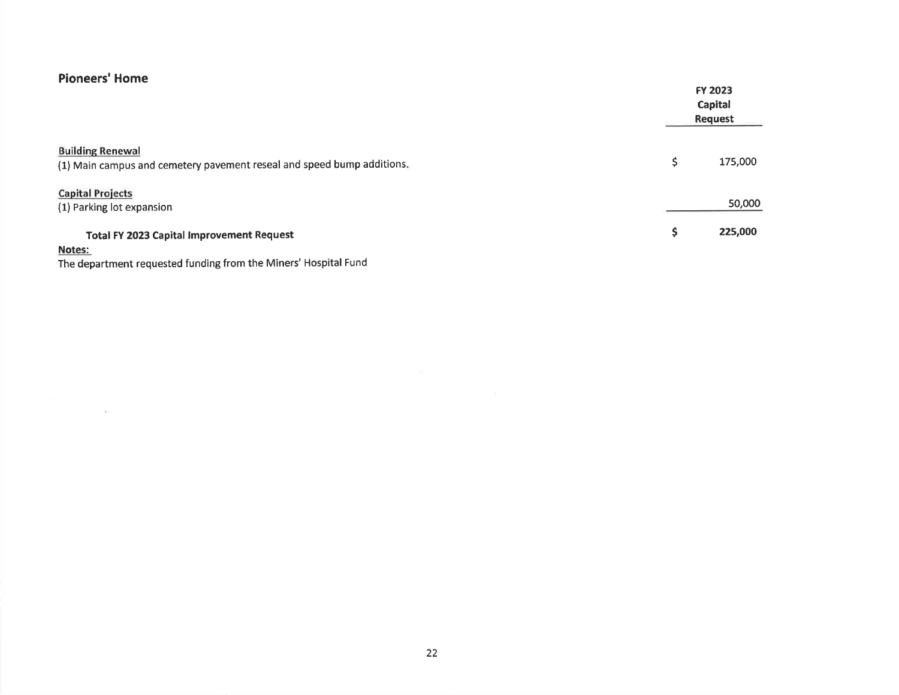## Pioneers' Home

| | FY 2023 Capital Request |
|---|---|
| **Building Renewal** | |
| (1) Main campus and cemetery pavement reseal and speed bump additions. | $ 175,000 |
| **Capital Projects** | |
| (1) Parking lot expansion | 50,000 |
| **Total FY 2023 Capital Improvement Request** | **$ 225,000** |

**Notes:**

The department requested funding from the Miners' Hospital Fund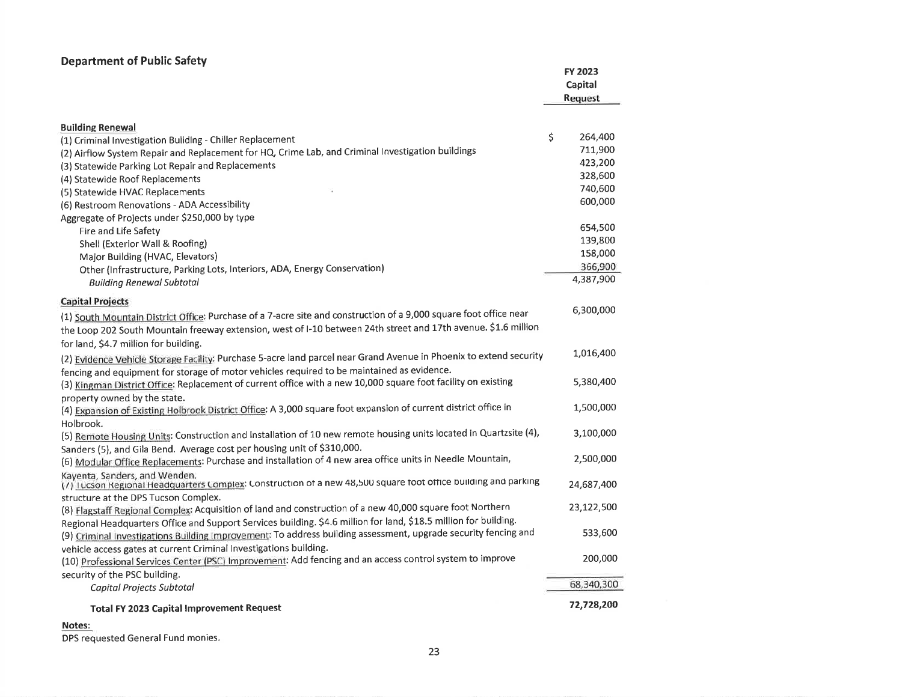## Department of Public Safety

| | FY 2023 Capital Request |
|---|---|
| **Building Renewal** | |
| (1) Criminal Investigation Building - Chiller Replacement | $ 264,400 |
| (2) Airflow System Repair and Replacement for HQ, Crime Lab, and Criminal Investigation buildings | 711,900 |
| (3) Statewide Parking Lot Repair and Replacements | 423,200 |
| (4) Statewide Roof Replacements | 328,600 |
| (5) Statewide HVAC Replacements | 740,600 |
| (6) Restroom Renovations - ADA Accessibility | 600,000 |
| Aggregate of Projects under $250,000 by type | |
| Fire and Life Safety | 654,500 |
| Shell (Exterior Wall & Roofing) | 139,800 |
| Major Building (HVAC, Elevators) | 158,000 |
| Other (Infrastructure, Parking Lots, Interiors, ADA, Energy Conservation) | 366,900 |
| *Building Renewal Subtotal* | 4,387,900 |
| **Capital Projects** | |
| (1) South Mountain District Office: Purchase of a 7-acre site and construction of a 9,000 square foot office near the Loop 202 South Mountain freeway extension, west of I-10 between 24th street and 17th avenue. $1.6 million for land, $4.7 million for building. | 6,300,000 |
| (2) Evidence Vehicle Storage Facility: Purchase 5-acre land parcel near Grand Avenue in Phoenix to extend security fencing and equipment for storage of motor vehicles required to be maintained as evidence. | 1,016,400 |
| (3) Kingman District Office: Replacement of current office with a new 10,000 square foot facility on existing property owned by the state. | 5,380,400 |
| (4) Expansion of Existing Holbrook District Office: A 3,000 square foot expansion of current district office in Holbrook. | 1,500,000 |
| (5) Remote Housing Units: Construction and installation of 10 new remote housing units located in Quartzsite (4), Sanders (5), and Gila Bend. Average cost per housing unit of $310,000. | 3,100,000 |
| (6) Modular Office Replacements: Purchase and installation of 4 new area office units in Needle Mountain, Kayenta, Sanders, and Wenden. | 2,500,000 |
| (7) Tucson Regional Headquarters Complex: Construction of a new 48,500 square foot office building and parking structure at the DPS Tucson Complex. | 24,687,400 |
| (8) Flagstaff Regional Complex: Acquisition of land and construction of a new 40,000 square foot Northern Regional Headquarters Office and Support Services building. $4.6 million for land, $18.5 million for building. | 23,122,500 |
| (9) Criminal Investigations Building Improvement: To address building assessment, upgrade security fencing and vehicle access gates at current Criminal Investigations building. | 533,600 |
| (10) Professional Services Center (PSC) Improvement: Add fencing and an access control system to improve security of the PSC building. | 200,000 |
| *Capital Projects Subtotal* | 68,340,300 |
| **Total FY 2023 Capital Improvement Request** | **72,728,200** |

**Notes:**

DPS requested General Fund monies.